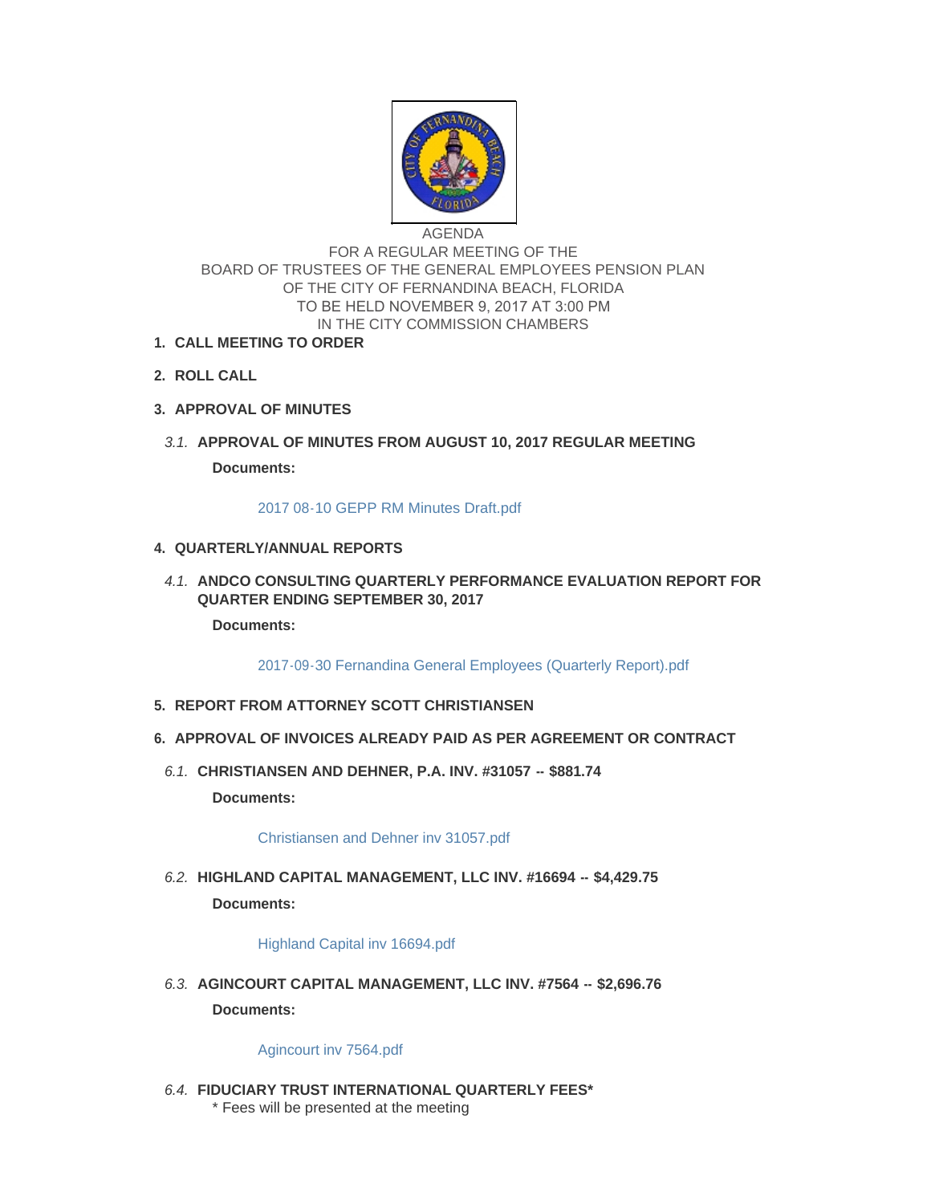AGENDA
FOR A REGULAR MEETING OF THE
BOARD OF TRUSTEES OF THE GENERAL EMPLOYEES PENSION PLAN
OF THE CITY OF FERNANDINA BEACH, FLORIDA
TO BE HELD NOVEMBER 9, 2017 AT 3:00 PM
IN THE CITY COMMISSION CHAMBERS

1. **CALL MEETING TO ORDER**

2. **ROLL CALL**

3. **APPROVAL OF MINUTES**

   *3.1.* **APPROVAL OF MINUTES FROM AUGUST 10, 2017 REGULAR MEETING**

   **Documents:**

   2017 08-10 GEPP RM Minutes Draft.pdf

4. **QUARTERLY/ANNUAL REPORTS**

   *4.1.* **ANDCO CONSULTING QUARTERLY PERFORMANCE EVALUATION REPORT FOR QUARTER ENDING SEPTEMBER 30, 2017**

   **Documents:**

   2017-09-30 Fernandina General Employees (Quarterly Report).pdf

5. **REPORT FROM ATTORNEY SCOTT CHRISTIANSEN**

6. **APPROVAL OF INVOICES ALREADY PAID AS PER AGREEMENT OR CONTRACT**

   *6.1.* **CHRISTIANSEN AND DEHNER, P.A. INV. #31057 -- $881.74**

   **Documents:**

   Christiansen and Dehner inv 31057.pdf

   *6.2.* **HIGHLAND CAPITAL MANAGEMENT, LLC INV. #16694 -- $4,429.75**

   **Documents:**

   Highland Capital inv 16694.pdf

   *6.3.* **AGINCOURT CAPITAL MANAGEMENT, LLC INV. #7564 -- $2,696.76**

   **Documents:**

   Agincourt inv 7564.pdf

   *6.4.* **FIDUCIARY TRUST INTERNATIONAL QUARTERLY FEES***

   * Fees will be presented at the meeting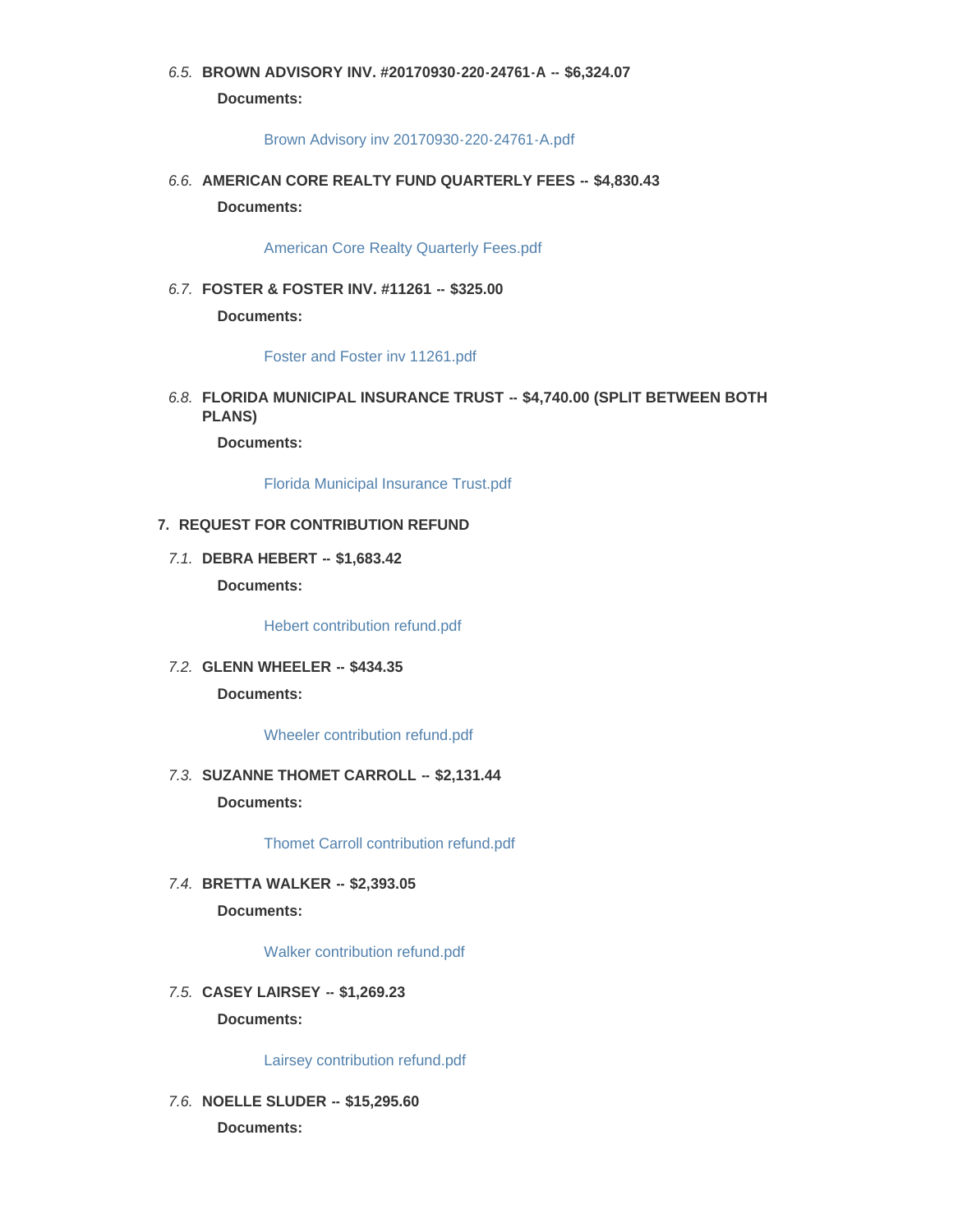6.5. **BROWN ADVISORY INV. #20170930-220-24761-A -- $6,324.07**

**Documents:**

Brown Advisory inv 20170930-220-24761-A.pdf

6.6. **AMERICAN CORE REALTY FUND QUARTERLY FEES -- $4,830.43**

**Documents:**

American Core Realty Quarterly Fees.pdf

6.7. **FOSTER & FOSTER INV. #11261 -- $325.00**

**Documents:**

Foster and Foster inv 11261.pdf

6.8. **FLORIDA MUNICIPAL INSURANCE TRUST -- $4,740.00 (SPLIT BETWEEN BOTH PLANS)**

**Documents:**

Florida Municipal Insurance Trust.pdf

## 7. REQUEST FOR CONTRIBUTION REFUND

7.1. **DEBRA HEBERT -- $1,683.42**

**Documents:**

Hebert contribution refund.pdf

7.2. **GLENN WHEELER -- $434.35**

**Documents:**

Wheeler contribution refund.pdf

7.3. **SUZANNE THOMET CARROLL -- $2,131.44**

**Documents:**

Thomet Carroll contribution refund.pdf

7.4. **BRETTA WALKER -- $2,393.05**

**Documents:**

Walker contribution refund.pdf

7.5. **CASEY LAIRSEY -- $1,269.23**

**Documents:**

Lairsey contribution refund.pdf

7.6. **NOELLE SLUDER -- $15,295.60**

**Documents:**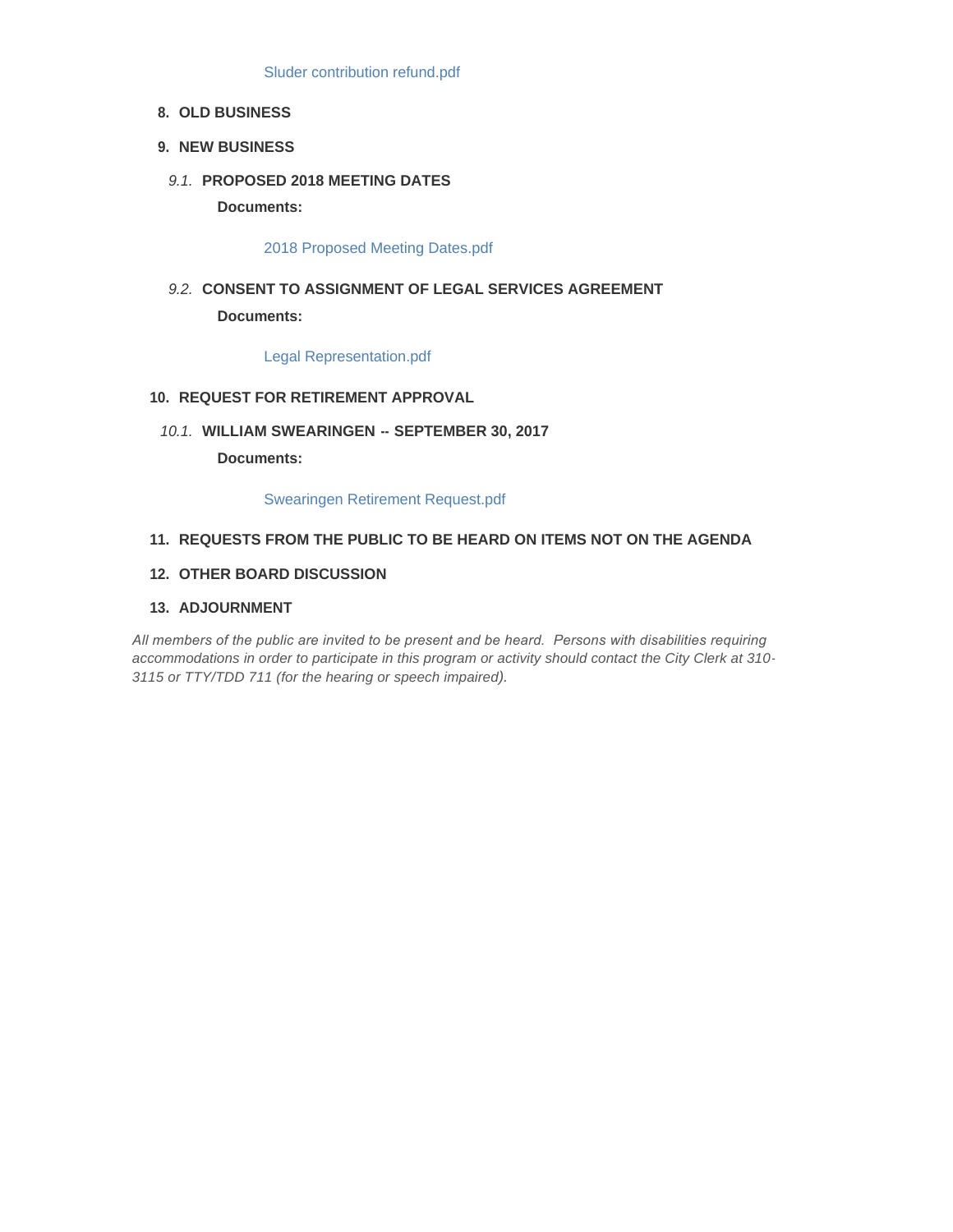Sluder contribution refund.pdf

**8. OLD BUSINESS**

**9. NEW BUSINESS**

*9.1.* **PROPOSED 2018 MEETING DATES**

**Documents:**

2018 Proposed Meeting Dates.pdf

*9.2.* **CONSENT TO ASSIGNMENT OF LEGAL SERVICES AGREEMENT**

**Documents:**

Legal Representation.pdf

**10. REQUEST FOR RETIREMENT APPROVAL**

*10.1.* **WILLIAM SWEARINGEN -- SEPTEMBER 30, 2017**

**Documents:**

Swearingen Retirement Request.pdf

**11. REQUESTS FROM THE PUBLIC TO BE HEARD ON ITEMS NOT ON THE AGENDA**

**12. OTHER BOARD DISCUSSION**

**13. ADJOURNMENT**

*All members of the public are invited to be present and be heard. Persons with disabilities requiring accommodations in order to participate in this program or activity should contact the City Clerk at 310-3115 or TTY/TDD 711 (for the hearing or speech impaired).*